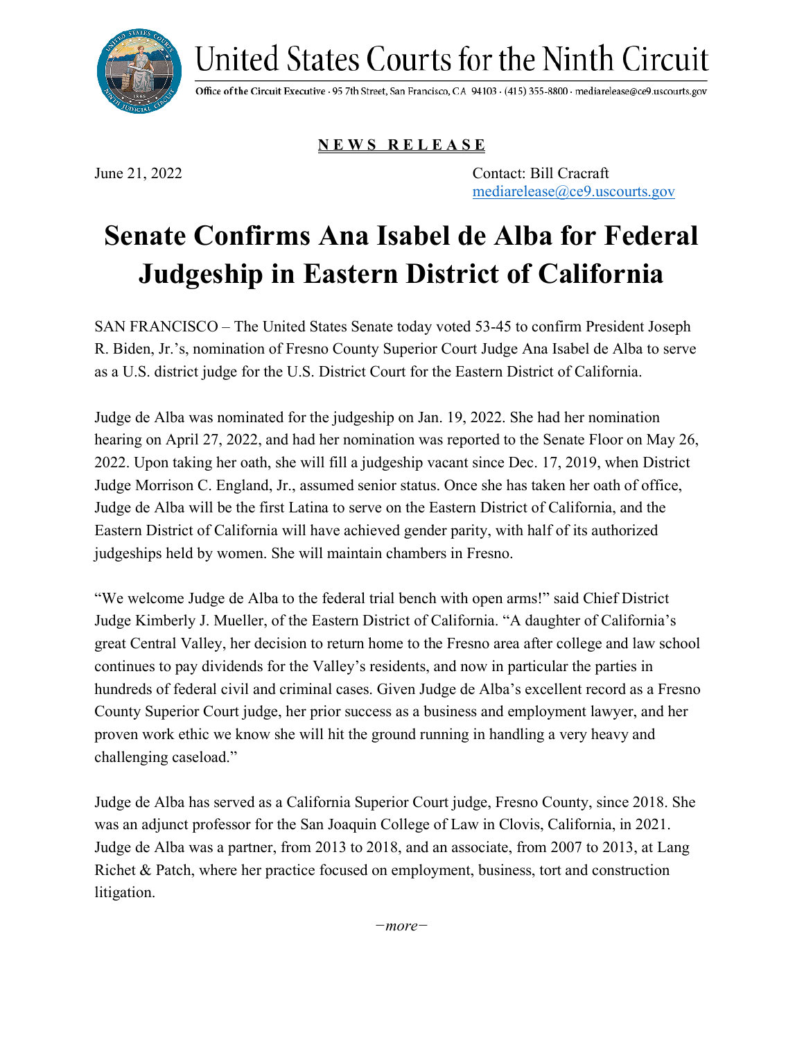United States Courts for the Ninth Circuit

Office of the Circuit Executive · 95 7th Street, San Francisco, CA 94103 · (415) 355-8800 · mediarelease@ce9.uscourts.gov

**NEWS RELEASE**

June 21, 2022

Contact: Bill Cracraft
mediarelease@ce9.uscourts.gov

# Senate Confirms Ana Isabel de Alba for Federal Judgeship in Eastern District of California

SAN FRANCISCO – The United States Senate today voted 53-45 to confirm President Joseph R. Biden, Jr.'s, nomination of Fresno County Superior Court Judge Ana Isabel de Alba to serve as a U.S. district judge for the U.S. District Court for the Eastern District of California.

Judge de Alba was nominated for the judgeship on Jan. 19, 2022. She had her nomination hearing on April 27, 2022, and had her nomination was reported to the Senate Floor on May 26, 2022. Upon taking her oath, she will fill a judgeship vacant since Dec. 17, 2019, when District Judge Morrison C. England, Jr., assumed senior status. Once she has taken her oath of office, Judge de Alba will be the first Latina to serve on the Eastern District of California, and the Eastern District of California will have achieved gender parity, with half of its authorized judgeships held by women. She will maintain chambers in Fresno.

"We welcome Judge de Alba to the federal trial bench with open arms!" said Chief District Judge Kimberly J. Mueller, of the Eastern District of California. "A daughter of California's great Central Valley, her decision to return home to the Fresno area after college and law school continues to pay dividends for the Valley's residents, and now in particular the parties in hundreds of federal civil and criminal cases. Given Judge de Alba's excellent record as a Fresno County Superior Court judge, her prior success as a business and employment lawyer, and her proven work ethic we know she will hit the ground running in handling a very heavy and challenging caseload."

Judge de Alba has served as a California Superior Court judge, Fresno County, since 2018. She was an adjunct professor for the San Joaquin College of Law in Clovis, California, in 2021. Judge de Alba was a partner, from 2013 to 2018, and an associate, from 2007 to 2013, at Lang Richet & Patch, where her practice focused on employment, business, tort and construction litigation.

*−more−*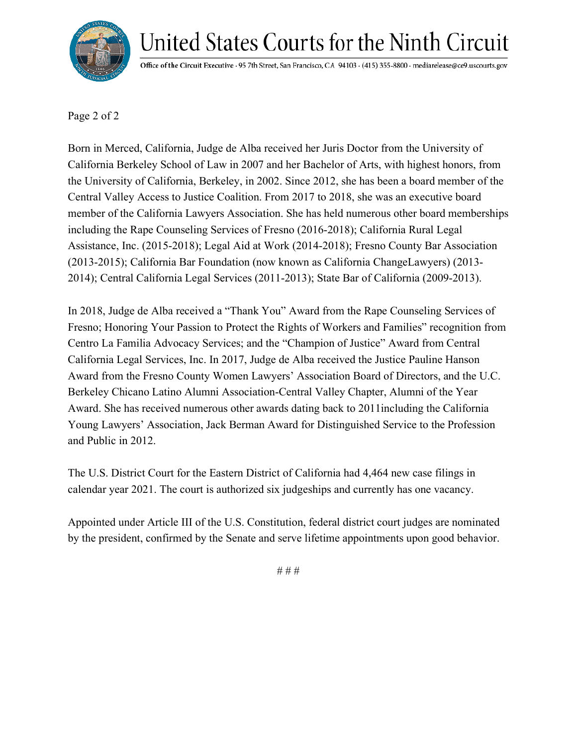Born in Merced, California, Judge de Alba received her Juris Doctor from the University of California Berkeley School of Law in 2007 and her Bachelor of Arts, with highest honors, from the University of California, Berkeley, in 2002. Since 2012, she has been a board member of the Central Valley Access to Justice Coalition. From 2017 to 2018, she was an executive board member of the California Lawyers Association. She has held numerous other board memberships including the Rape Counseling Services of Fresno (2016-2018); California Rural Legal Assistance, Inc. (2015-2018); Legal Aid at Work (2014-2018); Fresno County Bar Association (2013-2015); California Bar Foundation (now known as California ChangeLawyers) (2013-2014); Central California Legal Services (2011-2013); State Bar of California (2009-2013).

In 2018, Judge de Alba received a "Thank You" Award from the Rape Counseling Services of Fresno; Honoring Your Passion to Protect the Rights of Workers and Families" recognition from Centro La Familia Advocacy Services; and the "Champion of Justice" Award from Central California Legal Services, Inc. In 2017, Judge de Alba received the Justice Pauline Hanson Award from the Fresno County Women Lawyers' Association Board of Directors, and the U.C. Berkeley Chicano Latino Alumni Association-Central Valley Chapter, Alumni of the Year Award. She has received numerous other awards dating back to 2011including the California Young Lawyers' Association, Jack Berman Award for Distinguished Service to the Profession and Public in 2012.

The U.S. District Court for the Eastern District of California had 4,464 new case filings in calendar year 2021. The court is authorized six judgeships and currently has one vacancy.

Appointed under Article III of the U.S. Constitution, federal district court judges are nominated by the president, confirmed by the Senate and serve lifetime appointments upon good behavior.

# # #